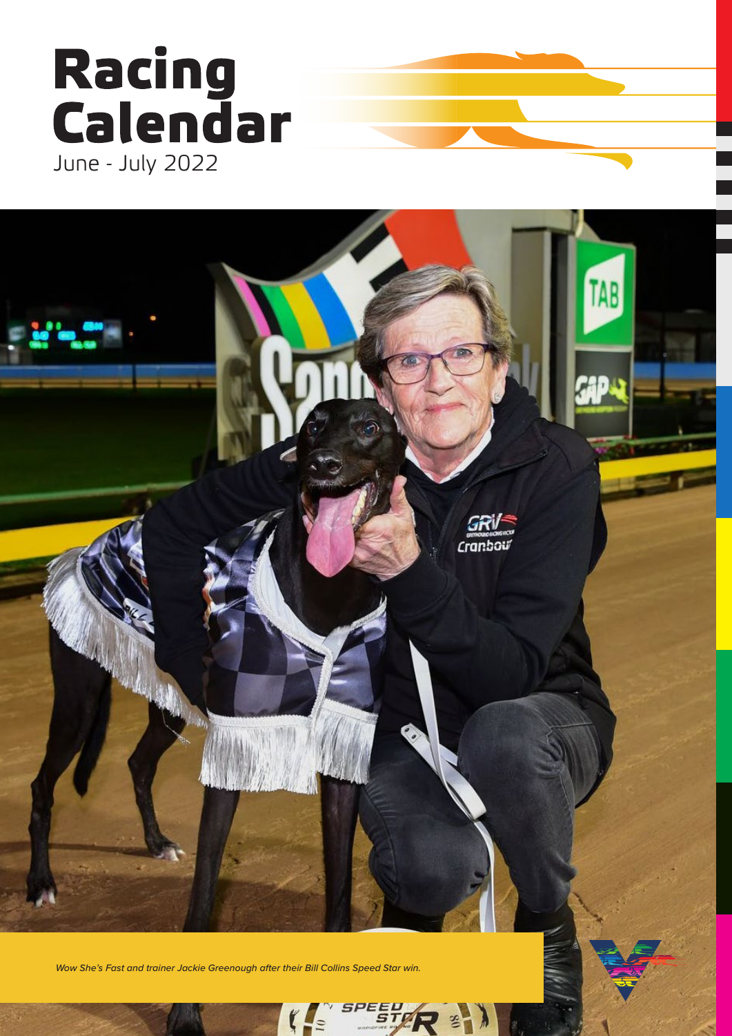# Racing Calendar

June - July 2022

*Wow She's Fast and trainer Jackie Greenough after their Bill Collins Speed Star win.*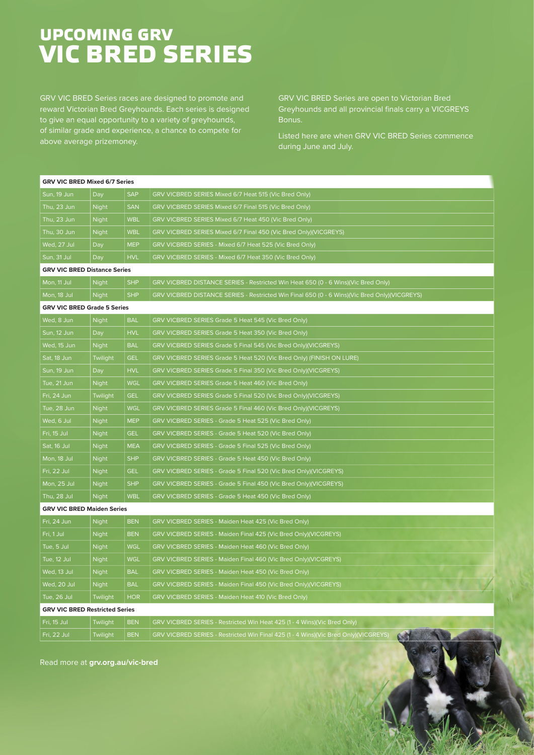# UPCOMING GRV VIC BRED SERIES

GRV VIC BRED Series races are designed to promote and reward Victorian Bred Greyhounds. Each series is designed to give an equal opportunity to a variety of greyhounds, of similar grade and experience, a chance to compete for above average prizemoney.

GRV VIC BRED Series are open to Victorian Bred Greyhounds and all provincial finals carry a VICGREYS Bonus.

Listed here are when GRV VIC BRED Series commence during June and July.

| GRV VIC BRED Mixed 6/7 Series | | | |
|---|---|---|---|
| Sun, 19 Jun | Day | SAP | GRV VICBRED SERIES Mixed 6/7 Heat 515 (Vic Bred Only) |
| Thu, 23 Jun | Night | SAN | GRV VICBRED SERIES Mixed 6/7 Final 515 (Vic Bred Only) |
| Thu, 23 Jun | Night | WBL | GRV VICBRED SERIES Mixed 6/7 Heat 450 (Vic Bred Only) |
| Thu, 30 Jun | Night | WBL | GRV VICBRED SERIES Mixed 6/7 Final 450 (Vic Bred Only)(VICGREYS) |
| Wed, 27 Jul | Day | MEP | GRV VICBRED SERIES - Mixed 6/7 Heat 525 (Vic Bred Only) |
| Sun, 31 Jul | Day | HVL | GRV VICBRED SERIES - Mixed 6/7 Heat 350 (Vic Bred Only) |
| **GRV VIC BRED Distance Series** | | | |
| Mon, 11 Jul | Night | SHP | GRV VICBRED DISTANCE SERIES - Restricted Win Heat 650 (0 - 6 Wins)(Vic Bred Only) |
| Mon, 18 Jul | Night | SHP | GRV VICBRED DISTANCE SERIES - Restricted Win Final 650 (0 - 6 Wins)(Vic Bred Only)(VICGREYS) |
| **GRV VIC BRED Grade 5 Series** | | | |
| Wed, 8 Jun | Night | BAL | GRV VICBRED SERIES Grade 5 Heat 545 (Vic Bred Only) |
| Sun, 12 Jun | Day | HVL | GRV VICBRED SERIES Grade 5 Heat 350 (Vic Bred Only) |
| Wed, 15 Jun | Night | BAL | GRV VICBRED SERIES Grade 5 Final 545 (Vic Bred Only)(VICGREYS) |
| Sat, 18 Jun | Twilight | GEL | GRV VICBRED SERIES Grade 5 Heat 520 (Vic Bred Only) (FINISH ON LURE) |
| Sun, 19 Jun | Day | HVL | GRV VICBRED SERIES Grade 5 Final 350 (Vic Bred Only)(VICGREYS) |
| Tue, 21 Jun | Night | WGL | GRV VICBRED SERIES Grade 5 Heat 460 (Vic Bred Only) |
| Fri, 24 Jun | Twilight | GEL | GRV VICBRED SERIES Grade 5 Final 520 (Vic Bred Only)(VICGREYS) |
| Tue, 28 Jun | Night | WGL | GRV VICBRED SERIES Grade 5 Final 460 (Vic Bred Only)(VICGREYS) |
| Wed, 6 Jul | Night | MEP | GRV VICBRED SERIES - Grade 5 Heat 525 (Vic Bred Only) |
| Fri, 15 Jul | Night | GEL | GRV VICBRED SERIES - Grade 5 Heat 520 (Vic Bred Only) |
| Sat, 16 Jul | Night | MEA | GRV VICBRED SERIES - Grade 5 Final 525 (Vic Bred Only) |
| Mon, 18 Jul | Night | SHP | GRV VICBRED SERIES - Grade 5 Heat 450 (Vic Bred Only) |
| Fri, 22 Jul | Night | GEL | GRV VICBRED SERIES - Grade 5 Final 520 (Vic Bred Only)(VICGREYS) |
| Mon, 25 Jul | Night | SHP | GRV VICBRED SERIES - Grade 5 Final 450 (Vic Bred Only)(VICGREYS) |
| Thu, 28 Jul | Night | WBL | GRV VICBRED SERIES - Grade 5 Heat 450 (Vic Bred Only) |
| **GRV VIC BRED Maiden Series** | | | |
| Fri, 24 Jun | Night | BEN | GRV VICBRED SERIES - Maiden Heat 425 (Vic Bred Only) |
| Fri, 1 Jul | Night | BEN | GRV VICBRED SERIES - Maiden Final 425 (Vic Bred Only)(VICGREYS) |
| Tue, 5 Jul | Night | WGL | GRV VICBRED SERIES - Maiden Heat 460 (Vic Bred Only) |
| Tue, 12 Jul | Night | WGL | GRV VICBRED SERIES - Maiden Final 460 (Vic Bred Only)(VICGREYS) |
| Wed, 13 Jul | Night | BAL | GRV VICBRED SERIES - Maiden Heat 450 (Vic Bred Only) |
| Wed, 20 Jul | Night | BAL | GRV VICBRED SERIES - Maiden Final 450 (Vic Bred Only)(VICGREYS) |
| Tue, 26 Jul | Twilight | HOR | GRV VICBRED SERIES - Maiden Heat 410 (Vic Bred Only) |
| **GRV VIC BRED Restricted Series** | | | |
| Fri, 15 Jul | Twilight | BEN | GRV VICBRED SERIES - Restricted Win Heat 425 (1 - 4 Wins)(Vic Bred Only) |
| Fri, 22 Jul | Twilight | BEN | GRV VICBRED SERIES - Restricted Win Final 425 (1 - 4 Wins)(Vic Bred Only)(VICGREYS) |

Read more at **grv.org.au/vic-bred**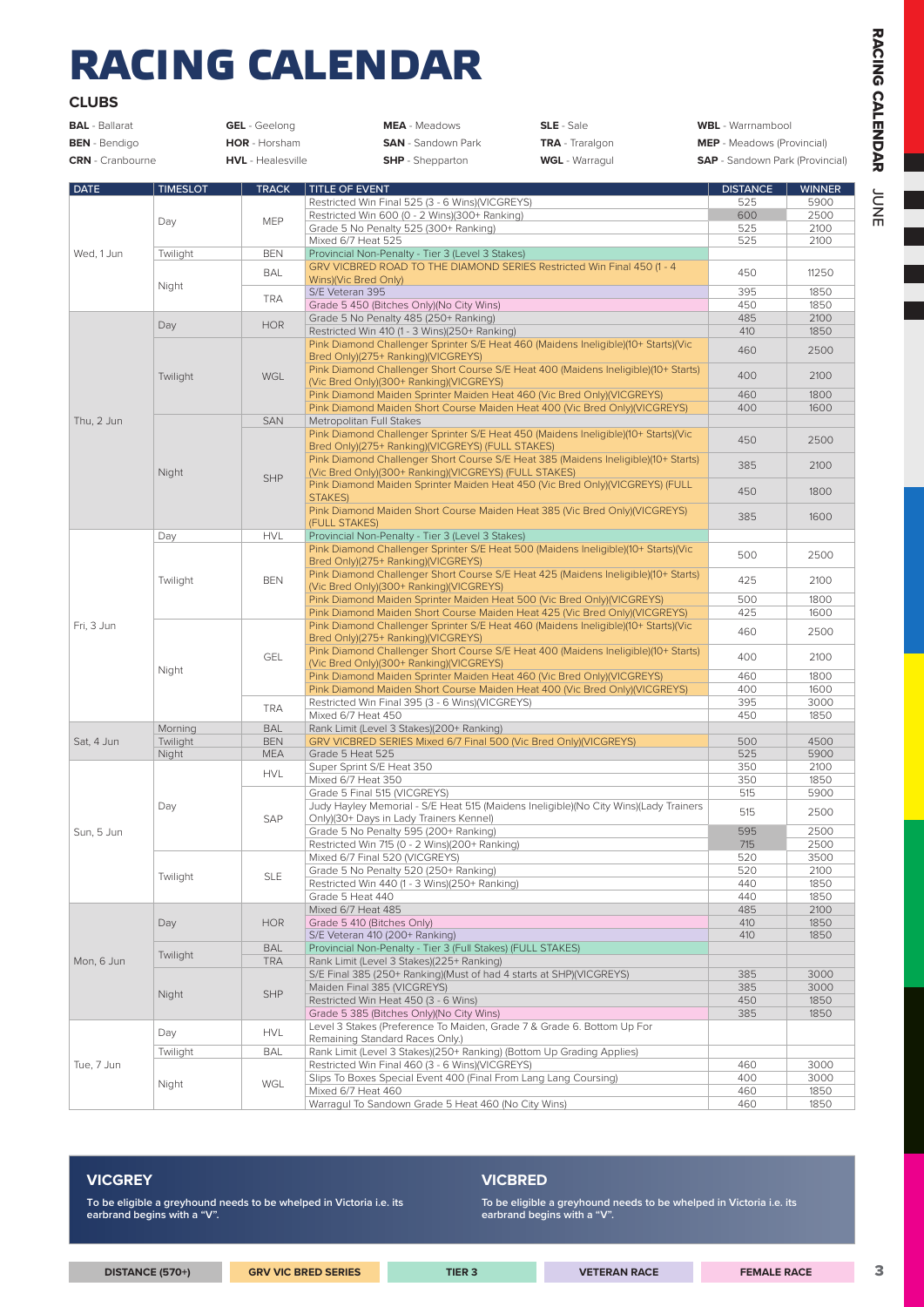# RACING CALENDAR

## CLUBS

**BAL** - Ballarat
**BEN** - Bendigo
**CRN** - Cranbourne
**GEL** - Geelong
**HOR** - Horsham
**HVL** - Healesville
**MEA** - Meadows
**SAN** - Sandown Park
**SHP** - Shepparton
**SLE** - Sale
**TRA** - Traralgon
**WGL** - Warragul
**WBL** - Warrnambool
**MEP** - Meadows (Provincial)
**SAP** - Sandown Park (Provincial)

| DATE | TIMESLOT | TRACK | TITLE OF EVENT | DISTANCE | WINNER |
|---|---|---|---|---|---|
| Wed, 1 Jun | Day | MEP | Restricted Win Final 525 (3 - 6 Wins)(VICGREYS) | 525 | 5900 |
| | | | Restricted Win 600 (0 - 2 Wins)(300+ Ranking) | 600 | 2500 |
| | | | Grade 5 No Penalty 525 (300+ Ranking) | 525 | 2100 |
| | | | Mixed 6/7 Heat 525 | 525 | 2100 |
| | Twilight | BEN | Provincial Non-Penalty - Tier 3 (Level 3 Stakes) | | |
| | Night | BAL | GRV VICBRED ROAD TO THE DIAMOND SERIES Restricted Win Final 450 (1 - 4 Wins)(Vic Bred Only) | 450 | 11250 |
| | | TRA | S/E Veteran 395 | 395 | 1850 |
| | | | Grade 5 450 (Bitches Only)(No City Wins) | 450 | 1850 |
| Thu, 2 Jun | Day | HOR | Grade 5 No Penalty 485 (250+ Ranking) | 485 | 2100 |
| | | | Restricted Win 410 (1 - 3 Wins)(250+ Ranking) | 410 | 1850 |
| | Twilight | WGL | Pink Diamond Challenger Sprinter S/E Heat 460 (Maidens Ineligible)(10+ Starts)(Vic Bred Only)(275+ Ranking)(VICGREYS) | 460 | 2500 |
| | | | Pink Diamond Challenger Short Course S/E Heat 400 (Maidens Ineligible)(10+ Starts)(Vic Bred Only)(300+ Ranking)(VICGREYS) | 400 | 2100 |
| | | | Pink Diamond Maiden Sprinter Maiden Heat 460 (Vic Bred Only)(VICGREYS) | 460 | 1800 |
| | | | Pink Diamond Maiden Short Course Maiden Heat 400 (Vic Bred Only)(VICGREYS) | 400 | 1600 |
| | Night | SAN | Metropolitan Full Stakes | | |
| | | SHP | Pink Diamond Challenger Sprinter S/E Heat 450 (Maidens Ineligible)(10+ Starts)(Vic Bred Only)(275+ Ranking)(VICGREYS) (FULL STAKES) | 450 | 2500 |
| | | | Pink Diamond Challenger Short Course S/E Heat 385 (Maidens Ineligible)(10+ Starts)(Vic Bred Only)(300+ Ranking)(VICGREYS) (FULL STAKES) | 385 | 2100 |
| | | | Pink Diamond Maiden Sprinter Maiden Heat 450 (Vic Bred Only)(VICGREYS) (FULL STAKES) | 450 | 1800 |
| | | | Pink Diamond Maiden Short Course Maiden Heat 385 (Vic Bred Only)(VICGREYS) (FULL STAKES) | 385 | 1600 |
| Fri, 3 Jun | Day | HVL | Provincial Non-Penalty - Tier 3 (Level 3 Stakes) | | |
| | Twilight | BEN | Pink Diamond Challenger Sprinter S/E Heat 500 (Maidens Ineligible)(10+ Starts)(Vic Bred Only)(275+ Ranking)(VICGREYS) | 500 | 2500 |
| | | | Pink Diamond Challenger Short Course S/E Heat 425 (Maidens Ineligible)(10+ Starts)(Vic Bred Only)(300+ Ranking)(VICGREYS) | 425 | 2100 |
| | | | Pink Diamond Maiden Sprinter Maiden Heat 500 (Vic Bred Only)(VICGREYS) | 500 | 1800 |
| | | | Pink Diamond Maiden Short Course Maiden Heat 425 (Vic Bred Only)(VICGREYS) | 425 | 1600 |
| | Night | GEL | Pink Diamond Challenger Sprinter S/E Heat 460 (Maidens Ineligible)(10+ Starts)(Vic Bred Only)(275+ Ranking)(VICGREYS) | 460 | 2500 |
| | | | Pink Diamond Challenger Short Course S/E Heat 400 (Maidens Ineligible)(10+ Starts)(Vic Bred Only)(300+ Ranking)(VICGREYS) | 400 | 2100 |
| | | | Pink Diamond Maiden Sprinter Maiden Heat 460 (Vic Bred Only)(VICGREYS) | 460 | 1800 |
| | | | Pink Diamond Maiden Short Course Maiden Heat 400 (Vic Bred Only)(VICGREYS) | 400 | 1600 |
| | | TRA | Restricted Win Final 395 (3 - 6 Wins)(VICGREYS) | 395 | 3000 |
| | | | Mixed 6/7 Heat 450 | 450 | 1850 |
| Sat, 4 Jun | Morning | BAL | Rank Limit (Level 3 Stakes)(200+ Ranking) | | |
| | Twilight | BEN | GRV VICBRED SERIES Mixed 6/7 Final 500 (Vic Bred Only)(VICGREYS) | 500 | 4500 |
| | Night | MEA | Grade 5 Heat 525 | 525 | 5900 |
| Sun, 5 Jun | Day | HVL | Super Sprint S/E Heat 350 | 350 | 2100 |
| | | | Mixed 6/7 Heat 350 | 350 | 1850 |
| | | SAP | Grade 5 Final 515 (VICGREYS) | 515 | 5900 |
| | | | Judy Hayley Memorial - S/E Heat 515 (Maidens Ineligible)(No City Wins)(Lady Trainers Only)(30+ Days in Lady Trainers Kennel) | 515 | 2500 |
| | | | Grade 5 No Penalty 595 (200+ Ranking) | 595 | 2500 |
| | | | Restricted Win 715 (0 - 2 Wins)(200+ Ranking) | 715 | 2500 |
| | Twilight | SLE | Mixed 6/7 Final 520 (VICGREYS) | 520 | 3500 |
| | | | Grade 5 No Penalty 520 (250+ Ranking) | 520 | 2100 |
| | | | Restricted Win 440 (1 - 3 Wins)(250+ Ranking) | 440 | 1850 |
| | | | Grade 5 Heat 440 | 440 | 1850 |
| Mon, 6 Jun | Day | HOR | Mixed 6/7 Heat 485 | 485 | 2100 |
| | | | Grade 5 410 (Bitches Only) | 410 | 1850 |
| | | | S/E Veteran 410 (200+ Ranking) | 410 | 1850 |
| | Twilight | BAL | Provincial Non-Penalty - Tier 3 (Full Stakes) (FULL STAKES) | | |
| | | TRA | Rank Limit (Level 3 Stakes)(225+ Ranking) | | |
| | Night | SHP | S/E Final 385 (250+ Ranking)(Must of had 4 starts at SHP)(VICGREYS) | 385 | 3000 |
| | | | Maiden Final 385 (VICGREYS) | 385 | 3000 |
| | | | Restricted Win Heat 450 (3 - 6 Wins) | 450 | 1850 |
| | | | Grade 5 385 (Bitches Only)(No City Wins) | 385 | 1850 |
| Tue, 7 Jun | Day | HVL | Level 3 Stakes (Preference To Maiden, Grade 7 & Grade 6. Bottom Up For Remaining Standard Races Only.) | | |
| | Twilight | BAL | Rank Limit (Level 3 Stakes)(250+ Ranking) (Bottom Up Grading Applies) | | |
| | Night | WGL | Restricted Win Final 460 (3 - 6 Wins)(VICGREYS) | 460 | 3000 |
| | | | Slips To Boxes Special Event 400 (Final From Lang Lang Coursing) | 400 | 3000 |
| | | | Mixed 6/7 Heat 460 | 460 | 1850 |
| | | | Warragul To Sandown Grade 5 Heat 460 (No City Wins) | 460 | 1850 |

### VICGREY

**To be eligible a greyhound needs to be whelped in Victoria i.e. its earbrand begins with a "V".**

### VICBRED

**To be eligible a greyhound needs to be whelped in Victoria i.e. its earbrand begins with a "V".**

**DISTANCE (570+)** | **GRV VIC BRED SERIES** | **TIER 3** | **VETERAN RACE** | **FEMALE RACE**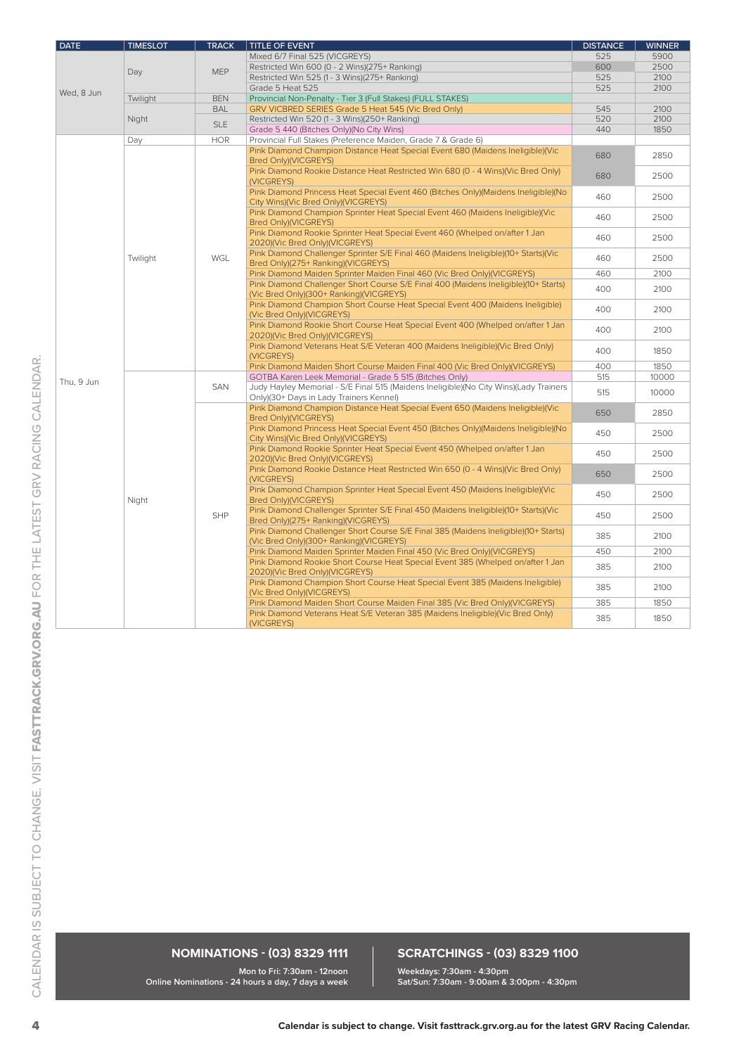| DATE | TIMESLOT | TRACK | TITLE OF EVENT | DISTANCE | WINNER |
|---|---|---|---|---|---|
| Wed, 8 Jun | Day | MEP | Mixed 6/7 Final 525 (VICGREYS) | 525 | 5900 |
| | | | Restricted Win 600 (0 - 2 Wins)(275+ Ranking) | 600 | 2500 |
| | | | Restricted Win 525 (1 - 3 Wins)(275+ Ranking) | 525 | 2100 |
| | | | Grade 5 Heat 525 | 525 | 2100 |
| | Twilight | BEN | Provincial Non-Penalty - Tier 3 (Full Stakes) (FULL STAKES) | | |
| | Night | BAL | GRV VICBRED SERIES Grade 5 Heat 545 (Vic Bred Only) | 545 | 2100 |
| | | SLE | Restricted Win 520 (1 - 3 Wins)(250+ Ranking) | 520 | 2100 |
| | | | Grade 5 440 (Bitches Only)(No City Wins) | 440 | 1850 |
| Thu, 9 Jun | Day | HOR | Provincial Full Stakes (Preference Maiden, Grade 7 & Grade 6) | | |
| | Twilight | WGL | Pink Diamond Champion Distance Heat Special Event 680 (Maidens Ineligible)(Vic Bred Only)(VICGREYS) | 680 | 2850 |
| | | | Pink Diamond Rookie Distance Heat Restricted Win 680 (0 - 4 Wins)(Vic Bred Only)(VICGREYS) | 680 | 2500 |
| | | | Pink Diamond Princess Heat Special Event 460 (Bitches Only)(Maidens Ineligible)(No City Wins)(Vic Bred Only)(VICGREYS) | 460 | 2500 |
| | | | Pink Diamond Champion Sprinter Heat Special Event 460 (Maidens Ineligible)(Vic Bred Only)(VICGREYS) | 460 | 2500 |
| | | | Pink Diamond Rookie Sprinter Heat Special Event 460 (Whelped on/after 1 Jan 2020)(Vic Bred Only)(VICGREYS) | 460 | 2500 |
| | | | Pink Diamond Challenger Sprinter S/E Final 460 (Maidens Ineligible)(10+ Starts)(Vic Bred Only)(275+ Ranking)(VICGREYS) | 460 | 2500 |
| | | | Pink Diamond Maiden Sprinter Maiden Final 460 (Vic Bred Only)(VICGREYS) | 460 | 2100 |
| | | | Pink Diamond Challenger Short Course S/E Final 400 (Maidens Ineligible)(10+ Starts)(Vic Bred Only)(300+ Ranking)(VICGREYS) | 400 | 2100 |
| | | | Pink Diamond Champion Short Course Heat Special Event 400 (Maidens Ineligible)(Vic Bred Only)(VICGREYS) | 400 | 2100 |
| | | | Pink Diamond Rookie Short Course Heat Special Event 400 (Whelped on/after 1 Jan 2020)(Vic Bred Only)(VICGREYS) | 400 | 2100 |
| | | | Pink Diamond Veterans Heat S/E Veteran 400 (Maidens Ineligible)(Vic Bred Only)(VICGREYS) | 400 | 1850 |
| | | | Pink Diamond Maiden Short Course Maiden Final 400 (Vic Bred Only)(VICGREYS) | 400 | 1850 |
| | Night | SAN | GOTBA Karen Leek Memorial - Grade 5 515 (Bitches Only) | 515 | 10000 |
| | | | Judy Hayley Memorial - S/E Final 515 (Maidens Ineligible)(No City Wins)(Lady Trainers Only)(30+ Days in Lady Trainers Kennel) | 515 | 10000 |
| | | SHP | Pink Diamond Champion Distance Heat Special Event 650 (Maidens Ineligible)(Vic Bred Only)(VICGREYS) | 650 | 2850 |
| | | | Pink Diamond Princess Heat Special Event 450 (Bitches Only)(Maidens Ineligible)(No City Wins)(Vic Bred Only)(VICGREYS) | 450 | 2500 |
| | | | Pink Diamond Rookie Sprinter Heat Special Event 450 (Whelped on/after 1 Jan 2020)(Vic Bred Only)(VICGREYS) | 450 | 2500 |
| | | | Pink Diamond Rookie Distance Heat Restricted Win 650 (0 - 4 Wins)(Vic Bred Only)(VICGREYS) | 650 | 2500 |
| | | | Pink Diamond Champion Sprinter Heat Special Event 450 (Maidens Ineligible)(Vic Bred Only)(VICGREYS) | 450 | 2500 |
| | | | Pink Diamond Challenger Sprinter S/E Final 450 (Maidens Ineligible)(10+ Starts)(Vic Bred Only)(275+ Ranking)(VICGREYS) | 450 | 2500 |
| | | | Pink Diamond Challenger Short Course S/E Final 385 (Maidens Ineligible)(10+ Starts)(Vic Bred Only)(300+ Ranking)(VICGREYS) | 385 | 2100 |
| | | | Pink Diamond Maiden Sprinter Maiden Final 450 (Vic Bred Only)(VICGREYS) | 450 | 2100 |
| | | | Pink Diamond Rookie Short Course Heat Special Event 385 (Whelped on/after 1 Jan 2020)(Vic Bred Only)(VICGREYS) | 385 | 2100 |
| | | | Pink Diamond Champion Short Course Heat Special Event 385 (Maidens Ineligible)(Vic Bred Only)(VICGREYS) | 385 | 2100 |
| | | | Pink Diamond Maiden Short Course Maiden Final 385 (Vic Bred Only)(VICGREYS) | 385 | 1850 |
| | | | Pink Diamond Veterans Heat S/E Veteran 385 (Maidens Ineligible)(Vic Bred Only)(VICGREYS) | 385 | 1850 |

**NOMINATIONS - (03) 8329 1111**

Mon to Fri: 7:30am - 12noon
Online Nominations - 24 hours a day, 7 days a week

**SCRATCHINGS - (03) 8329 1100**

Weekdays: 7:30am - 4:30pm
Sat/Sun: 7:30am - 9:00am & 3:00pm - 4:30pm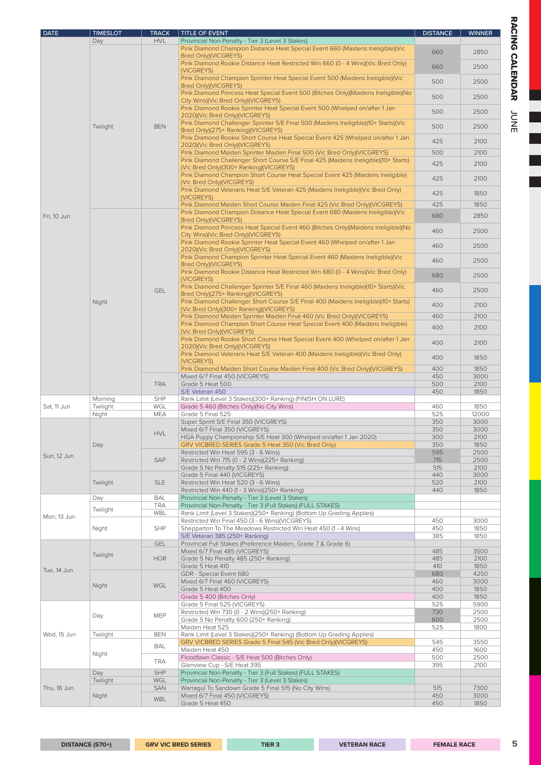# RACING CALENDAR JUNE

| DATE | TIMESLOT | TRACK | TITLE OF EVENT | DISTANCE | WINNER |
|---|---|---|---|---|---|
| Fri, 10 Jun | Day | HVL | Provincial Non-Penalty - Tier 3 (Level 3 Stakes) | | |
| | Twilight | BEN | Pink Diamond Champion Distance Heat Special Event 660 (Maidens Ineligible)(Vic Bred Only)(VICGREYS) | 660 | 2850 |
| | | | Pink Diamond Rookie Distance Heat Restricted Win 660 (0 - 4 Wins)(Vic Bred Only)(VICGREYS) | 660 | 2500 |
| | | | Pink Diamond Champion Sprinter Heat Special Event 500 (Maidens Ineligible)(Vic Bred Only)(VICGREYS) | 500 | 2500 |
| | | | Pink Diamond Princess Heat Special Event 500 (Bitches Only)(Maidens Ineligible)(No City Wins)(Vic Bred Only)(VICGREYS) | 500 | 2500 |
| | | | Pink Diamond Rookie Sprinter Heat Special Event 500 (Whelped on/after 1 Jan 2020)(Vic Bred Only)(VICGREYS) | 500 | 2500 |
| | | | Pink Diamond Challenger Sprinter S/E Final 500 (Maidens Ineligible)(10+ Starts)(Vic Bred Only)(275+ Ranking)(VICGREYS) | 500 | 2500 |
| | | | Pink Diamond Rookie Short Course Heat Special Event 425 (Whelped on/after 1 Jan 2020)(Vic Bred Only)(VICGREYS) | 425 | 2100 |
| | | | Pink Diamond Maiden Sprinter Maiden Final 500 (Vic Bred Only)(VICGREYS) | 500 | 2100 |
| | | | Pink Diamond Challenger Short Course S/E Final 425 (Maidens Ineligible)(10+ Starts)(Vic Bred Only)(300+ Ranking)(VICGREYS) | 425 | 2100 |
| | | | Pink Diamond Champion Short Course Heat Special Event 425 (Maidens Ineligible)(Vic Bred Only)(VICGREYS) | 425 | 2100 |
| | | | Pink Diamond Veterans Heat S/E Veteran 425 (Maidens Ineligible)(Vic Bred Only)(VICGREYS) | 425 | 1850 |
| | | | Pink Diamond Maiden Short Course Maiden Final 425 (Vic Bred Only)(VICGREYS) | 425 | 1850 |
| | Night | GEL | Pink Diamond Champion Distance Heat Special Event 680 (Maidens Ineligible)(Vic Bred Only)(VICGREYS) | 680 | 2850 |
| | | | Pink Diamond Princess Heat Special Event 460 (Bitches Only)(Maidens Ineligible)(No City Wins)(Vic Bred Only)(VICGREYS) | 460 | 2500 |
| | | | Pink Diamond Rookie Sprinter Heat Special Event 460 (Whelped on/after 1 Jan 2020)(Vic Bred Only)(VICGREYS) | 460 | 2500 |
| | | | Pink Diamond Champion Sprinter Heat Special Event 460 (Maidens Ineligible)(Vic Bred Only)(VICGREYS) | 460 | 2500 |
| | | | Pink Diamond Rookie Distance Heat Restricted Win 680 (0 - 4 Wins)(Vic Bred Only)(VICGREYS) | 680 | 2500 |
| | | | Pink Diamond Challenger Sprinter S/E Final 460 (Maidens Ineligible)(10+ Starts)(Vic Bred Only)(275+ Ranking)(VICGREYS) | 460 | 2500 |
| | | | Pink Diamond Challenger Short Course S/E Final 400 (Maidens Ineligible)(10+ Starts)(Vic Bred Only)(300+ Ranking)(VICGREYS) | 400 | 2100 |
| | | | Pink Diamond Maiden Sprinter Maiden Final 460 (Vic Bred Only)(VICGREYS) | 460 | 2100 |
| | | | Pink Diamond Champion Short Course Heat Special Event 400 (Maidens Ineligible)(Vic Bred Only)(VICGREYS) | 400 | 2100 |
| | | | Pink Diamond Rookie Short Course Heat Special Event 400 (Whelped on/after 1 Jan 2020)(Vic Bred Only)(VICGREYS) | 400 | 2100 |
| | | | Pink Diamond Veterans Heat S/E Veteran 400 (Maidens Ineligible)(Vic Bred Only)(VICGREYS) | 400 | 1850 |
| | | | Pink Diamond Maiden Short Course Maiden Final 400 (Vic Bred Only)(VICGREYS) | 400 | 1850 |
| | | TRA | Mixed 6/7 Final 450 (VICGREYS) | 450 | 3000 |
| | | | Grade 5 Heat 500 | 500 | 2100 |
| | | | S/E Veteran 450 | 450 | 1850 |
| Sat, 11 Jun | Morning | SHP | Rank Limit (Level 3 Stakes)(300+ Ranking) (FINISH ON LURE) | | |
| | Twilight | WGL | Grade 5 460 (Bitches Only)(No City Wins) | 460 | 1850 |
| | Night | MEA | Grade 5 Final 525 | 525 | 12000 |
| Sun, 12 Jun | Day | HVL | Super Sprint S/E Final 350 (VICGREYS) | 350 | 3000 |
| | | | Mixed 6/7 Final 350 (VICGREYS) | 350 | 3000 |
| | | | HGA Puppy Championship S/E Heat 300 (Whelped on/after 1 Jan 2020) | 300 | 2100 |
| | | | GRV VICBRED SERIES Grade 5 Heat 350 (Vic Bred Only) | 350 | 1850 |
| | | SAP | Restricted Win Heat 595 (3 - 6 Wins) | 595 | 2500 |
| | | | Restricted Win 715 (0 - 2 Wins)(225+ Ranking) | 715 | 2500 |
| | | | Grade 5 No Penalty 515 (225+ Ranking) | 515 | 2100 |
| | Twilight | SLE | Grade 5 Final 440 (VICGREYS) | 440 | 3000 |
| | | | Restricted Win Heat 520 (3 - 6 Wins) | 520 | 2100 |
| | | | Restricted Win 440 (1 - 3 Wins)(250+ Ranking) | 440 | 1850 |
| Mon, 13 Jun | Day | BAL | Provincial Non-Penalty - Tier 3 (Level 3 Stakes) | | |
| | Twilight | TRA | Provincial Non-Penalty - Tier 3 (Full Stakes) (FULL STAKES) | | |
| | | WBL | Rank Limit (Level 3 Stakes)(250+ Ranking) (Bottom Up Grading Applies) | | |
| | Night | SHP | Restricted Win Final 450 (3 - 6 Wins)(VICGREYS) | 450 | 3000 |
| | | | Shepparton To The Meadows Restricted Win Heat 450 (1 - 4 Wins) | 450 | 1850 |
| | | | S/E Veteran 385 (250+ Ranking) | 385 | 1850 |
| Tue, 14 Jun | Twilight | GEL | Provincial Full Stakes (Preference Maiden, Grade 7 & Grade 6) | | |
| | | HOR | Mixed 6/7 Final 485 (VICGREYS) | 485 | 3500 |
| | | | Grade 5 No Penalty 485 (250+ Ranking) | 485 | 2100 |
| | | | Grade 5 Heat 410 | 410 | 1850 |
| | Night | WGL | GDR - Special Event 680 | 680 | 4250 |
| | | | Mixed 6/7 Final 460 (VICGREYS) | 460 | 3000 |
| | | | Grade 5 Heat 400 | 400 | 1850 |
| | | | Grade 5 400 (Bitches Only) | 400 | 1850 |
| Wed, 15 Jun | Day | MEP | Grade 5 Final 525 (VICGREYS) | 525 | 5900 |
| | | | Restricted Win 730 (0 - 2 Wins)(250+ Ranking) | 730 | 2500 |
| | | | Grade 5 No Penalty 600 (250+ Ranking) | 600 | 2500 |
| | | | Maiden Heat 525 | 525 | 1800 |
| | Twilight | BEN | Rank Limit (Level 3 Stakes)(250+ Ranking) (Bottom Up Grading Applies) | | |
| | Night | BAL | GRV VICBRED SERIES Grade 5 Final 545 (Vic Bred Only)(VICGREYS) | 545 | 3550 |
| | | | Maiden Heat 450 | 450 | 1600 |
| | | TRA | Floodfawn Classic - S/E Heat 500 (Bitches Only) | 500 | 2500 |
| | | | Glenview Cup - S/E Heat 395 | 395 | 2100 |
| Thu, 16 Jun | Day | SHP | Provincial Non-Penalty - Tier 3 (Full Stakes) (FULL STAKES) | | |
| | Twilight | WGL | Provincial Non-Penalty - Tier 3 (Level 3 Stakes) | | |
| | Night | SAN | Warragul To Sandown Grade 5 Final 515 (No City Wins) | 515 | 7300 |
| | | WBL | Mixed 6/7 Final 450 (VICGREYS) | 450 | 3000 |
| | | | Grade 5 Heat 450 | 450 | 1850 |

DISTANCE (570+) | GRV VIC BRED SERIES | TIER 3 | VETERAN RACE | FEMALE RACE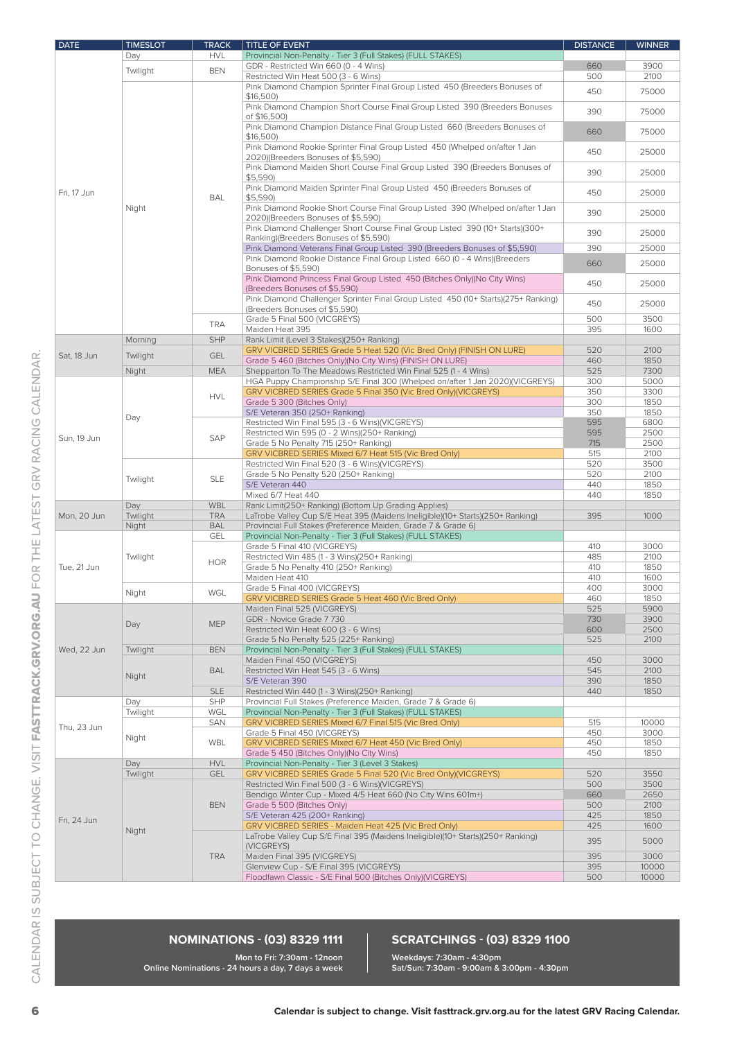| DATE | TIMESLOT | TRACK | TITLE OF EVENT | DISTANCE | WINNER |
|---|---|---|---|---|---|
| Fri, 17 Jun | Day | HVL | Provincial Non-Penalty - Tier 3 (Full Stakes) (FULL STAKES) | | |
| | Twilight | BEN | GDR - Restricted Win 660 (0 - 4 Wins) | 660 | 3900 |
| | | | Restricted Win Heat 500 (3 - 6 Wins) | 500 | 2100 |
| | Night | BAL | Pink Diamond Champion Sprinter Final Group Listed 450 (Breeders Bonuses of $16,500) | 450 | 75000 |
| | | | Pink Diamond Champion Short Course Final Group Listed 390 (Breeders Bonuses of $16,500) | 390 | 75000 |
| | | | Pink Diamond Champion Distance Final Group Listed 660 (Breeders Bonuses of $16,500) | 660 | 75000 |
| | | | Pink Diamond Rookie Sprinter Final Group Listed 450 (Whelped on/after 1 Jan 2020)(Breeders Bonuses of $5,590) | 450 | 25000 |
| | | | Pink Diamond Maiden Short Course Final Group Listed 390 (Breeders Bonuses of $5,590) | 390 | 25000 |
| | | | Pink Diamond Maiden Sprinter Final Group Listed 450 (Breeders Bonuses of $5,590) | 450 | 25000 |
| | | | Pink Diamond Rookie Short Course Final Group Listed 390 (Whelped on/after 1 Jan 2020)(Breeders Bonuses of $5,590) | 390 | 25000 |
| | | | Pink Diamond Challenger Short Course Final Group Listed 390 (10+ Starts)(300+ Ranking)(Breeders Bonuses of $5,590) | 390 | 25000 |
| | | | Pink Diamond Veterans Final Group Listed 390 (Breeders Bonuses of $5,590) | 390 | 25000 |
| | | | Pink Diamond Rookie Distance Final Group Listed 660 (0 - 4 Wins)(Breeders Bonuses of $5,590) | 660 | 25000 |
| | | | Pink Diamond Princess Final Group Listed 450 (Bitches Only)(No City Wins)(Breeders Bonuses of $5,590) | 450 | 25000 |
| | | | Pink Diamond Challenger Sprinter Final Group Listed 450 (10+ Starts)(275+ Ranking)(Breeders Bonuses of $5,590) | 450 | 25000 |
| | | TRA | Grade 5 Final 500 (VICGREYS) | 500 | 3500 |
| | | | Maiden Heat 395 | 395 | 1600 |
| Sat, 18 Jun | Morning | SHP | Rank Limit (Level 3 Stakes)(250+ Ranking) | | |
| | Twilight | GEL | GRV VICBRED SERIES Grade 5 Heat 520 (Vic Bred Only) (FINISH ON LURE) | 520 | 2100 |
| | | | Grade 5 460 (Bitches Only)(No City Wins) (FINISH ON LURE) | 460 | 1850 |
| | Night | MEA | Shepparton To The Meadows Restricted Win Final 525 (1 - 4 Wins) | 525 | 7300 |
| Sun, 19 Jun | Day | HVL | HGA Puppy Championship S/E Final 300 (Whelped on/after 1 Jan 2020)(VICGREYS) | 300 | 5000 |
| | | | GRV VICBRED SERIES Grade 5 Final 350 (Vic Bred Only)(VICGREYS) | 350 | 3300 |
| | | | Grade 5 300 (Bitches Only) | 300 | 1850 |
| | | | S/E Veteran 350 (250+ Ranking) | 350 | 1850 |
| | | SAP | Restricted Win Final 595 (3 - 6 Wins)(VICGREYS) | 595 | 6800 |
| | | | Restricted Win 595 (0 - 2 Wins)(250+ Ranking) | 595 | 2500 |
| | | | Grade 5 No Penalty 715 (250+ Ranking) | 715 | 2500 |
| | | | GRV VICBRED SERIES Mixed 6/7 Heat 515 (Vic Bred Only) | 515 | 2100 |
| | Twilight | SLE | Restricted Win Final 520 (3 - 6 Wins)(VICGREYS) | 520 | 3500 |
| | | | Grade 5 No Penalty 520 (250+ Ranking) | 520 | 2100 |
| | | | S/E Veteran 440 | 440 | 1850 |
| | | | Mixed 6/7 Heat 440 | 440 | 1850 |
| Mon, 20 Jun | Day | WBL | Rank Limit(250+ Ranking) (Bottom Up Grading Applies) | | |
| | Twilight | TRA | LaTrobe Valley Cup S/E Heat 395 (Maidens Ineligible)(10+ Starts)(250+ Ranking) | 395 | 1000 |
| | Night | BAL | Provincial Full Stakes (Preference Maiden, Grade 7 & Grade 6) | | |
| Tue, 21 Jun | Twilight | GEL | Provincial Non-Penalty - Tier 3 (Full Stakes) (FULL STAKES) | | |
| | | HOR | Grade 5 Final 410 (VICGREYS) | 410 | 3000 |
| | | | Restricted Win 485 (1 - 3 Wins)(250+ Ranking) | 485 | 2100 |
| | | | Grade 5 No Penalty 410 (250+ Ranking) | 410 | 1850 |
| | | | Maiden Heat 410 | 410 | 1600 |
| | Night | WGL | Grade 5 Final 400 (VICGREYS) | 400 | 3000 |
| | | | GRV VICBRED SERIES Grade 5 Heat 460 (Vic Bred Only) | 460 | 1850 |
| Wed, 22 Jun | Day | MEP | Maiden Final 525 (VICGREYS) | 525 | 5900 |
| | | | GDR - Novice Grade 7 730 | 730 | 3900 |
| | | | Restricted Win Heat 600 (3 - 6 Wins) | 600 | 2500 |
| | | | Grade 5 No Penalty 525 (225+ Ranking) | 525 | 2100 |
| | Twilight | BEN | Provincial Non-Penalty - Tier 3 (Full Stakes) (FULL STAKES) | | |
| | Night | BAL | Maiden Final 450 (VICGREYS) | 450 | 3000 |
| | | | Restricted Win Heat 545 (3 - 6 Wins) | 545 | 2100 |
| | | | S/E Veteran 390 | 390 | 1850 |
| | | SLE | Restricted Win 440 (1 - 3 Wins)(250+ Ranking) | 440 | 1850 |
| Thu, 23 Jun | Day | SHP | Provincial Full Stakes (Preference Maiden, Grade 7 & Grade 6) | | |
| | Twilight | WGL | Provincial Non-Penalty - Tier 3 (Full Stakes) (FULL STAKES) | | |
| | Night | SAN | GRV VICBRED SERIES Mixed 6/7 Final 515 (Vic Bred Only) | 515 | 10000 |
| | | WBL | Grade 5 Final 450 (VICGREYS) | 450 | 3000 |
| | | | GRV VICBRED SERIES Mixed 6/7 Heat 450 (Vic Bred Only) | 450 | 1850 |
| | | | Grade 5 450 (Bitches Only)(No City Wins) | 450 | 1850 |
| Fri, 24 Jun | Day | HVL | Provincial Non-Penalty - Tier 3 (Level 3 Stakes) | | |
| | Twilight | GEL | GRV VICBRED SERIES Grade 5 Final 520 (Vic Bred Only)(VICGREYS) | 520 | 3550 |
| | Night | BEN | Restricted Win Final 500 (3 - 6 Wins)(VICGREYS) | 500 | 3500 |
| | | | Bendigo Winter Cup - Mixed 4/5 Heat 660 (No City Wins 601m+) | 660 | 2650 |
| | | | Grade 5 500 (Bitches Only) | 500 | 2100 |
| | | | S/E Veteran 425 (200+ Ranking) | 425 | 1850 |
| | | | GRV VICBRED SERIES - Maiden Heat 425 (Vic Bred Only) | 425 | 1600 |
| | | TRA | LaTrobe Valley Cup S/E Final 395 (Maidens Ineligible)(10+ Starts)(250+ Ranking) (VICGREYS) | 395 | 5000 |
| | | | Maiden Final 395 (VICGREYS) | 395 | 3000 |
| | | | Glenview Cup - S/E Final 395 (VICGREYS) | 395 | 10000 |
| | | | Floodfawn Classic - S/E Final 500 (Bitches Only)(VICGREYS) | 500 | 10000 |

**NOMINATIONS - (03) 8329 1111**

Mon to Fri: 7:30am - 12noon
Online Nominations - 24 hours a day, 7 days a week

**SCRATCHINGS - (03) 8329 1100**

Weekdays: 7:30am - 4:30pm
Sat/Sun: 7:30am - 9:00am & 3:00pm - 4:30pm

**Calendar is subject to change. Visit fasttrack.grv.org.au for the latest GRV Racing Calendar.**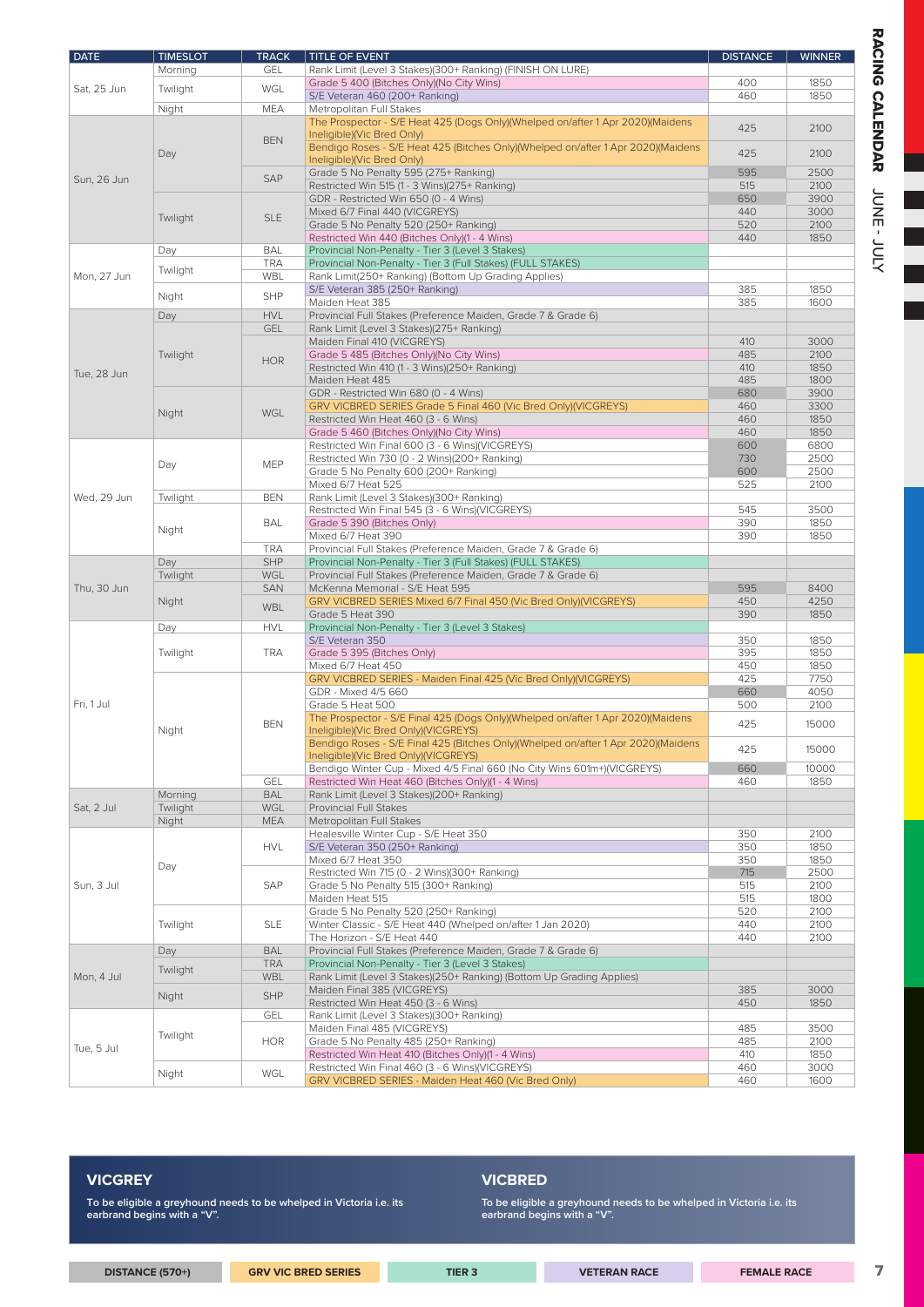| DATE | TIMESLOT | TRACK | TITLE OF EVENT | DISTANCE | WINNER |
|---|---|---|---|---|---|
| Sat, 25 Jun | Morning | GEL | Rank Limit (Level 3 Stakes)(300+ Ranking) (FINISH ON LURE) | | |
| | Twilight | WGL | Grade 5 400 (Bitches Only)(No City Wins) | 400 | 1850 |
| | | | S/E Veteran 460 (200+ Ranking) | 460 | 1850 |
| | Night | MEA | Metropolitan Full Stakes | | |
| Sun, 26 Jun | Day | BEN | The Prospector - S/E Heat 425 (Dogs Only)(Whelped on/after 1 Apr 2020)(Maidens Ineligible)(Vic Bred Only) | 425 | 2100 |
| | | | Bendigo Roses - S/E Heat 425 (Bitches Only)(Whelped on/after 1 Apr 2020)(Maidens Ineligible)(Vic Bred Only) | 425 | 2100 |
| | | SAP | Grade 5 No Penalty 595 (275+ Ranking) | 595 | 2500 |
| | | | Restricted Win 515 (1 - 3 Wins)(275+ Ranking) | 515 | 2100 |
| | Twilight | SLE | GDR - Restricted Win 650 (0 - 4 Wins) | 650 | 3900 |
| | | | Mixed 6/7 Final 440 (VICGREYS) | 440 | 3000 |
| | | | Grade 5 No Penalty 520 (250+ Ranking) | 520 | 2100 |
| | | | Restricted Win 440 (Bitches Only)(1 - 4 Wins) | 440 | 1850 |
| Mon, 27 Jun | Day | BAL | Provincial Non-Penalty - Tier 3 (Level 3 Stakes) | | |
| | Twilight | TRA | Provincial Non-Penalty - Tier 3 (Full Stakes) (FULL STAKES) | | |
| | | WBL | Rank Limit(250+ Ranking) (Bottom Up Grading Applies) | | |
| | Night | SHP | S/E Veteran 385 (250+ Ranking) | 385 | 1850 |
| | | | Maiden Heat 385 | 385 | 1600 |
| Tue, 28 Jun | Day | HVL | Provincial Full Stakes (Preference Maiden, Grade 7 & Grade 6) | | |
| | Twilight | GEL | Rank Limit (Level 3 Stakes)(275+ Ranking) | | |
| | | HOR | Maiden Final 410 (VICGREYS) | 410 | 3000 |
| | | | Grade 5 485 (Bitches Only)(No City Wins) | 485 | 2100 |
| | | | Restricted Win 410 (1 - 3 Wins)(250+ Ranking) | 410 | 1850 |
| | | | Maiden Heat 485 | 485 | 1800 |
| | Night | WGL | GDR - Restricted Win 680 (0 - 4 Wins) | 680 | 3900 |
| | | | GRV VICBRED SERIES Grade 5 Final 460 (Vic Bred Only)(VICGREYS) | 460 | 3300 |
| | | | Restricted Win Heat 460 (3 - 6 Wins) | 460 | 1850 |
| | | | Grade 5 460 (Bitches Only)(No City Wins) | 460 | 1850 |
| Wed, 29 Jun | Day | MEP | Restricted Win Final 600 (3 - 6 Wins)(VICGREYS) | 600 | 6800 |
| | | | Restricted Win 730 (0 - 2 Wins)(200+ Ranking) | 730 | 2500 |
| | | | Grade 5 No Penalty 600 (200+ Ranking) | 600 | 2500 |
| | | | Mixed 6/7 Heat 525 | 525 | 2100 |
| | Twilight | BEN | Rank Limit (Level 3 Stakes)(300+ Ranking) | | |
| | Night | BAL | Restricted Win Final 545 (3 - 6 Wins)(VICGREYS) | 545 | 3500 |
| | | | Grade 5 390 (Bitches Only) | 390 | 1850 |
| | | | Mixed 6/7 Heat 390 | 390 | 1850 |
| | | TRA | Provincial Full Stakes (Preference Maiden, Grade 7 & Grade 6) | | |
| Thu, 30 Jun | Day | SHP | Provincial Non-Penalty - Tier 3 (Full Stakes) (FULL STAKES) | | |
| | Twilight | WGL | Provincial Full Stakes (Preference Maiden, Grade 7 & Grade 6) | | |
| | Night | SAN | McKenna Memorial - S/E Heat 595 | 595 | 8400 |
| | | WBL | GRV VICBRED SERIES Mixed 6/7 Final 450 (Vic Bred Only)(VICGREYS) | 450 | 4250 |
| | | | Grade 5 Heat 390 | 390 | 1850 |
| Fri, 1 Jul | Day | HVL | Provincial Non-Penalty - Tier 3 (Level 3 Stakes) | | |
| | Twilight | TRA | S/E Veteran 350 | 350 | 1850 |
| | | | Grade 5 395 (Bitches Only) | 395 | 1850 |
| | | | Mixed 6/7 Heat 450 | 450 | 1850 |
| | Night | BEN | GRV VICBRED SERIES - Maiden Final 425 (Vic Bred Only)(VICGREYS) | 425 | 7750 |
| | | | GDR - Mixed 4/5 660 | 660 | 4050 |
| | | | Grade 5 Heat 500 | 500 | 2100 |
| | | | The Prospector - S/E Final 425 (Dogs Only)(Whelped on/after 1 Apr 2020)(Maidens Ineligible)(Vic Bred Only)(VICGREYS) | 425 | 15000 |
| | | | Bendigo Roses - S/E Final 425 (Bitches Only)(Whelped on/after 1 Apr 2020)(Maidens Ineligible)(Vic Bred Only)(VICGREYS) | 425 | 15000 |
| | | | Bendigo Winter Cup - Mixed 4/5 Final 660 (No City Wins 601m+)(VICGREYS) | 660 | 10000 |
| | | GEL | Restricted Win Heat 460 (Bitches Only)(1 - 4 Wins) | 460 | 1850 |
| Sat, 2 Jul | Morning | BAL | Rank Limit (Level 3 Stakes)(200+ Ranking) | | |
| | Twilight | WGL | Provincial Full Stakes | | |
| | Night | MEA | Metropolitan Full Stakes | | |
| Sun, 3 Jul | Day | HVL | Healesville Winter Cup - S/E Heat 350 | 350 | 2100 |
| | | | S/E Veteran 350 (250+ Ranking) | 350 | 1850 |
| | | | Mixed 6/7 Heat 350 | 350 | 1850 |
| | | SAP | Restricted Win 715 (0 - 2 Wins)(300+ Ranking) | 715 | 2500 |
| | | | Grade 5 No Penalty 515 (300+ Ranking) | 515 | 2100 |
| | | | Maiden Heat 515 | 515 | 1800 |
| | Twilight | SLE | Grade 5 No Penalty 520 (250+ Ranking) | 520 | 2100 |
| | | | Winter Classic - S/E Heat 440 (Whelped on/after 1 Jan 2020) | 440 | 2100 |
| | | | The Horizon - S/E Heat 440 | 440 | 2100 |
| Mon, 4 Jul | Day | BAL | Provincial Full Stakes (Preference Maiden, Grade 7 & Grade 6) | | |
| | Twilight | TRA | Provincial Non-Penalty - Tier 3 (Level 3 Stakes) | | |
| | | WBL | Rank Limit (Level 3 Stakes)(250+ Ranking) (Bottom Up Grading Applies) | | |
| | Night | SHP | Maiden Final 385 (VICGREYS) | 385 | 3000 |
| | | | Restricted Win Heat 450 (3 - 6 Wins) | 450 | 1850 |
| Tue, 5 Jul | Twilight | GEL | Rank Limit (Level 3 Stakes)(300+ Ranking) | | |
| | | HOR | Maiden Final 485 (VICGREYS) | 485 | 3500 |
| | | | Grade 5 No Penalty 485 (250+ Ranking) | 485 | 2100 |
| | | | Restricted Win Heat 410 (Bitches Only)(1 - 4 Wins) | 410 | 1850 |
| | Night | WGL | Restricted Win Final 460 (3 - 6 Wins)(VICGREYS) | 460 | 3000 |
| | | | GRV VICBRED SERIES - Maiden Heat 460 (Vic Bred Only) | 460 | 1600 |

**VICGREY**

To be eligible a greyhound needs to be whelped in Victoria i.e. its earbrand begins with a "V".

**VICBRED**

To be eligible a greyhound needs to be whelped in Victoria i.e. its earbrand begins with a "V".

DISTANCE (570+) | GRV VIC BRED SERIES | TIER 3 | VETERAN RACE | FEMALE RACE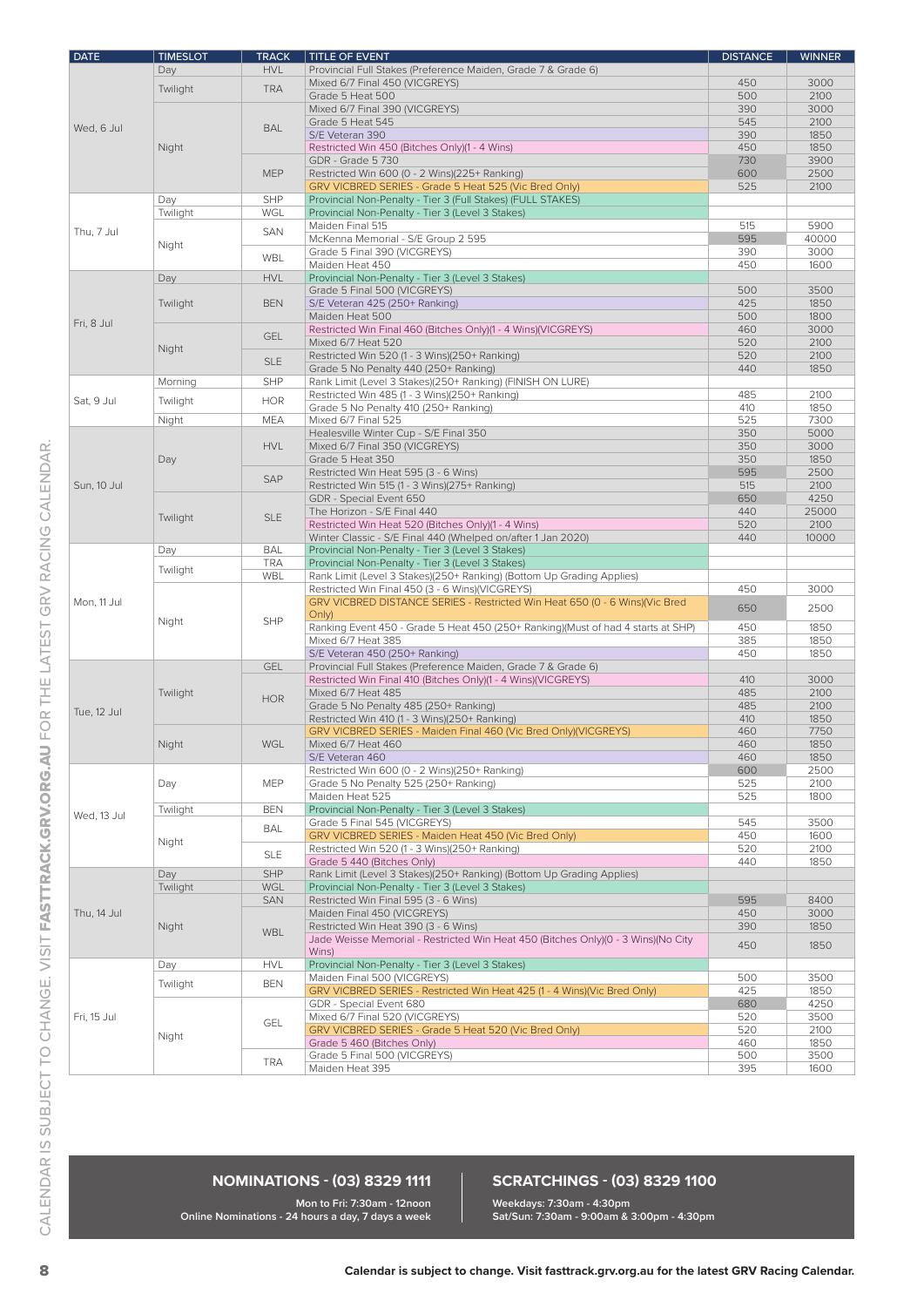| DATE | TIMESLOT | TRACK | TITLE OF EVENT | DISTANCE | WINNER |
|---|---|---|---|---|---|
| Wed, 6 Jul | Day | HVL | Provincial Full Stakes (Preference Maiden, Grade 7 & Grade 6) | | |
| | Twilight | TRA | Mixed 6/7 Final 450 (VICGREYS) | 450 | 3000 |
| | | | Grade 5 Heat 500 | 500 | 2100 |
| | Night | BAL | Mixed 6/7 Final 390 (VICGREYS) | 390 | 3000 |
| | | | Grade 5 Heat 545 | 545 | 2100 |
| | | | S/E Veteran 390 | 390 | 1850 |
| | | | Restricted Win 450 (Bitches Only)(1 - 4 Wins) | 450 | 1850 |
| | | MEP | GDR - Grade 5 730 | 730 | 3900 |
| | | | Restricted Win 600 (0 - 2 Wins)(225+ Ranking) | 600 | 2500 |
| | | | GRV VICBRED SERIES - Grade 5 Heat 525 (Vic Bred Only) | 525 | 2100 |
| Thu, 7 Jul | Day | SHP | Provincial Non-Penalty - Tier 3 (Full Stakes) (FULL STAKES) | | |
| | Twilight | WGL | Provincial Non-Penalty - Tier 3 (Level 3 Stakes) | | |
| | Night | SAN | Maiden Final 515 | 515 | 5900 |
| | | | McKenna Memorial - S/E Group 2 595 | 595 | 40000 |
| | | WBL | Grade 5 Final 390 (VICGREYS) | 390 | 3000 |
| | | | Maiden Heat 450 | 450 | 1600 |
| Fri, 8 Jul | Day | HVL | Provincial Non-Penalty - Tier 3 (Level 3 Stakes) | | |
| | Twilight | BEN | Grade 5 Final 500 (VICGREYS) | 500 | 3500 |
| | | | S/E Veteran 425 (250+ Ranking) | 425 | 1850 |
| | | | Maiden Heat 500 | 500 | 1800 |
| | Night | GEL | Restricted Win Final 460 (Bitches Only)(1 - 4 Wins)(VICGREYS) | 460 | 3000 |
| | | | Mixed 6/7 Heat 520 | 520 | 2100 |
| | | SLE | Restricted Win 520 (1 - 3 Wins)(250+ Ranking) | 520 | 2100 |
| | | | Grade 5 No Penalty 440 (250+ Ranking) | 440 | 1850 |
| Sat, 9 Jul | Morning | SHP | Rank Limit (Level 3 Stakes)(250+ Ranking) (FINISH ON LURE) | | |
| | Twilight | HOR | Restricted Win 485 (1 - 3 Wins)(250+ Ranking) | 485 | 2100 |
| | | | Grade 5 No Penalty 410 (250+ Ranking) | 410 | 1850 |
| | Night | MEA | Mixed 6/7 Final 525 | 525 | 7300 |
| Sun, 10 Jul | Day | HVL | Healesville Winter Cup - S/E Final 350 | 350 | 5000 |
| | | | Mixed 6/7 Final 350 (VICGREYS) | 350 | 3000 |
| | | | Grade 5 Heat 350 | 350 | 1850 |
| | | SAP | Restricted Win Heat 595 (3 - 6 Wins) | 595 | 2500 |
| | | | Restricted Win 515 (1 - 3 Wins)(275+ Ranking) | 515 | 2100 |
| | Twilight | SLE | GDR - Special Event 650 | 650 | 4250 |
| | | | The Horizon - S/E Final 440 | 440 | 25000 |
| | | | Restricted Win Heat 520 (Bitches Only)(1 - 4 Wins) | 520 | 2100 |
| | | | Winter Classic - S/E Final 440 (Whelped on/after 1 Jan 2020) | 440 | 10000 |
| Mon, 11 Jul | Day | BAL | Provincial Non-Penalty - Tier 3 (Level 3 Stakes) | | |
| | Twilight | TRA | Provincial Non-Penalty - Tier 3 (Level 3 Stakes) | | |
| | | WBL | Rank Limit (Level 3 Stakes)(250+ Ranking) (Bottom Up Grading Applies) | | |
| | Night | SHP | Restricted Win Final 450 (3 - 6 Wins)(VICGREYS) | 450 | 3000 |
| | | | GRV VICBRED DISTANCE SERIES - Restricted Win Heat 650 (0 - 6 Wins)(Vic Bred Only) | 650 | 2500 |
| | | | Ranking Event 450 - Grade 5 Heat 450 (250+ Ranking)(Must of had 4 starts at SHP) | 450 | 1850 |
| | | | Mixed 6/7 Heat 385 | 385 | 1850 |
| | | | S/E Veteran 450 (250+ Ranking) | 450 | 1850 |
| Tue, 12 Jul | Twilight | GEL | Provincial Full Stakes (Preference Maiden, Grade 7 & Grade 6) | | |
| | | HOR | Restricted Win Final 410 (Bitches Only)(1 - 4 Wins)(VICGREYS) | 410 | 3000 |
| | | | Mixed 6/7 Heat 485 | 485 | 2100 |
| | | | Grade 5 No Penalty 485 (250+ Ranking) | 485 | 2100 |
| | | | Restricted Win 410 (1 - 3 Wins)(250+ Ranking) | 410 | 1850 |
| | Night | WGL | GRV VICBRED SERIES - Maiden Final 460 (Vic Bred Only)(VICGREYS) | 460 | 7750 |
| | | | Mixed 6/7 Heat 460 | 460 | 1850 |
| | | | S/E Veteran 460 | 460 | 1850 |
| Wed, 13 Jul | Day | MEP | Restricted Win 600 (0 - 2 Wins)(250+ Ranking) | 600 | 2500 |
| | | | Grade 5 No Penalty 525 (250+ Ranking) | 525 | 2100 |
| | | | Maiden Heat 525 | 525 | 1800 |
| | Twilight | BEN | Provincial Non-Penalty - Tier 3 (Level 3 Stakes) | | |
| | Night | BAL | Grade 5 Final 545 (VICGREYS) | 545 | 3500 |
| | | | GRV VICBRED SERIES - Maiden Heat 450 (Vic Bred Only) | 450 | 1600 |
| | | SLE | Restricted Win 520 (1 - 3 Wins)(250+ Ranking) | 520 | 2100 |
| | | | Grade 5 440 (Bitches Only) | 440 | 1850 |
| Thu, 14 Jul | Day | SHP | Rank Limit (Level 3 Stakes)(250+ Ranking) (Bottom Up Grading Applies) | | |
| | Twilight | WGL | Provincial Non-Penalty - Tier 3 (Level 3 Stakes) | | |
| | Night | SAN | Restricted Win Final 595 (3 - 6 Wins) | 595 | 8400 |
| | | WBL | Maiden Final 450 (VICGREYS) | 450 | 3000 |
| | | | Restricted Win Heat 390 (3 - 6 Wins) | 390 | 1850 |
| | | | Jade Weisse Memorial - Restricted Win Heat 450 (Bitches Only)(0 - 3 Wins)(No City Wins) | 450 | 1850 |
| Fri, 15 Jul | Day | HVL | Provincial Non-Penalty - Tier 3 (Level 3 Stakes) | | |
| | Twilight | BEN | Maiden Final 500 (VICGREYS) | 500 | 3500 |
| | | | GRV VICBRED SERIES - Restricted Win Heat 425 (1 - 4 Wins)(Vic Bred Only) | 425 | 1850 |
| | Night | GEL | GDR - Special Event 680 | 680 | 4250 |
| | | | Mixed 6/7 Final 520 (VICGREYS) | 520 | 3500 |
| | | | GRV VICBRED SERIES - Grade 5 Heat 520 (Vic Bred Only) | 520 | 2100 |
| | | | Grade 5 460 (Bitches Only) | 460 | 1850 |
| | | TRA | Grade 5 Final 500 (VICGREYS) | 500 | 3500 |
| | | | Maiden Heat 395 | 395 | 1600 |

**NOMINATIONS - (03) 8329 1111**

Mon to Fri: 7:30am - 12noon
Online Nominations - 24 hours a day, 7 days a week

**SCRATCHINGS - (03) 8329 1100**

Weekdays: 7:30am - 4:30pm
Sat/Sun: 7:30am - 9:00am & 3:00pm - 4:30pm

**Calendar is subject to change. Visit fasttrack.grv.org.au for the latest GRV Racing Calendar.**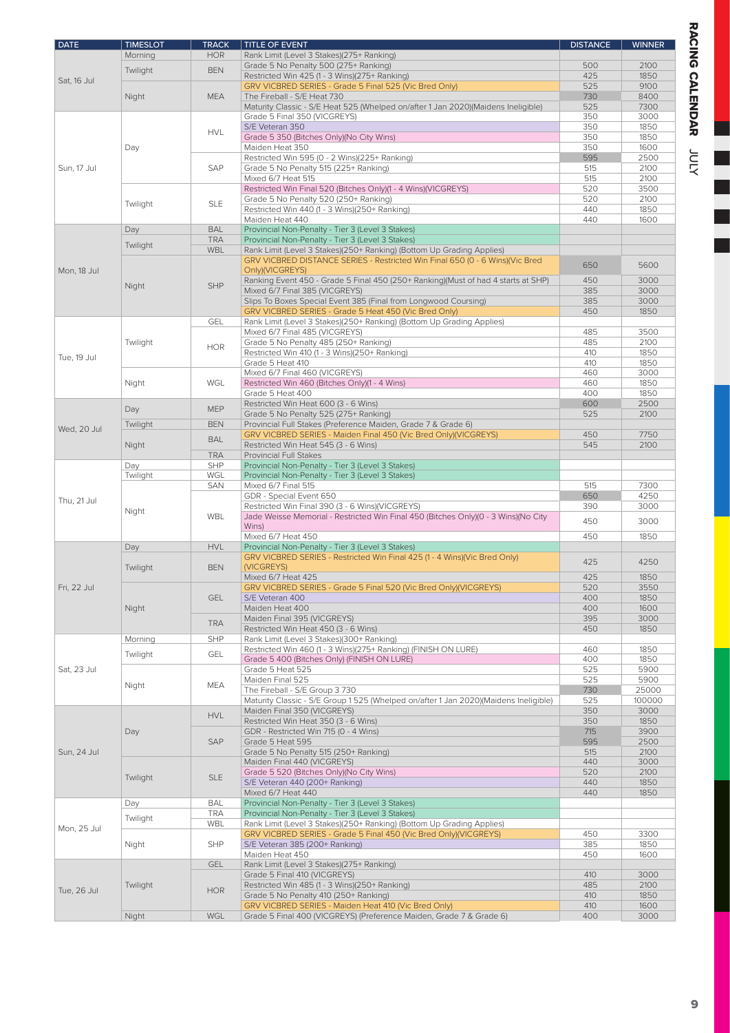# RACING CALENDAR JULY

| DATE | TIMESLOT | TRACK | TITLE OF EVENT | DISTANCE | WINNER |
|---|---|---|---|---|---|
| Sat, 16 Jul | Morning | HOR | Rank Limit (Level 3 Stakes)(275+ Ranking) | | |
| | Twilight | BEN | Grade 5 No Penalty 500 (275+ Ranking) | 500 | 2100 |
| | | | Restricted Win 425 (1 - 3 Wins)(275+ Ranking) | 425 | 1850 |
| | Night | MEA | GRV VICBRED SERIES - Grade 5 Final 525 (Vic Bred Only) | 525 | 9100 |
| | | | The Fireball - S/E Heat 730 | 730 | 8400 |
| | | | Maturity Classic - S/E Heat 525 (Whelped on/after 1 Jan 2020)(Maidens Ineligible) | 525 | 7300 |
| Sun, 17 Jul | Day | HVL | Grade 5 Final 350 (VICGREYS) | 350 | 3000 |
| | | | S/E Veteran 350 | 350 | 1850 |
| | | | Grade 5 350 (Bitches Only)(No City Wins) | 350 | 1850 |
| | | | Maiden Heat 350 | 350 | 1600 |
| | | SAP | Restricted Win 595 (0 - 2 Wins)(225+ Ranking) | 595 | 2500 |
| | | | Grade 5 No Penalty 515 (225+ Ranking) | 515 | 2100 |
| | | | Mixed 6/7 Heat 515 | 515 | 2100 |
| | Twilight | SLE | Restricted Win Final 520 (Bitches Only)(1 - 4 Wins)(VICGREYS) | 520 | 3500 |
| | | | Grade 5 No Penalty 520 (250+ Ranking) | 520 | 2100 |
| | | | Restricted Win 440 (1 - 3 Wins)(250+ Ranking) | 440 | 1850 |
| | | | Maiden Heat 440 | 440 | 1600 |
| Mon, 18 Jul | Day | BAL | Provincial Non-Penalty - Tier 3 (Level 3 Stakes) | | |
| | Twilight | TRA | Provincial Non-Penalty - Tier 3 (Level 3 Stakes) | | |
| | | WBL | Rank Limit (Level 3 Stakes)(250+ Ranking) (Bottom Up Grading Applies) | | |
| | Night | SHP | GRV VICBRED DISTANCE SERIES - Restricted Win Final 650 (0 - 6 Wins)(Vic Bred Only)(VICGREYS) | 650 | 5600 |
| | | | Ranking Event 450 - Grade 5 Final 450 (250+ Ranking)(Must of had 4 starts at SHP) | 450 | 3000 |
| | | | Mixed 6/7 Final 385 (VICGREYS) | 385 | 3000 |
| | | | Slips To Boxes Special Event 385 (Final from Longwood Coursing) | 385 | 3000 |
| | | | GRV VICBRED SERIES - Grade 5 Heat 450 (Vic Bred Only) | 450 | 1850 |
| Tue, 19 Jul | Twilight | GEL | Rank Limit (Level 3 Stakes)(250+ Ranking) (Bottom Up Grading Applies) | | |
| | | HOR | Mixed 6/7 Final 485 (VICGREYS) | 485 | 3500 |
| | | | Grade 5 No Penalty 485 (250+ Ranking) | 485 | 2100 |
| | | | Restricted Win 410 (1 - 3 Wins)(250+ Ranking) | 410 | 1850 |
| | | | Grade 5 Heat 410 | 410 | 1850 |
| | Night | WGL | Mixed 6/7 Final 460 (VICGREYS) | 460 | 3000 |
| | | | Restricted Win 460 (Bitches Only)(1 - 4 Wins) | 460 | 1850 |
| | | | Grade 5 Heat 400 | 400 | 1850 |
| Wed, 20 Jul | Day | MEP | Restricted Win Heat 600 (3 - 6 Wins) | 600 | 2500 |
| | | | Grade 5 No Penalty 525 (275+ Ranking) | 525 | 2100 |
| | Twilight | BEN | Provincial Full Stakes (Preference Maiden, Grade 7 & Grade 6) | | |
| | Night | BAL | GRV VICBRED SERIES - Maiden Final 450 (Vic Bred Only)(VICGREYS) | 450 | 7750 |
| | | | Restricted Win Heat 545 (3 - 6 Wins) | 545 | 2100 |
| | | TRA | Provincial Full Stakes | | |
| Thu, 21 Jul | Day | SHP | Provincial Non-Penalty - Tier 3 (Level 3 Stakes) | | |
| | Twilight | WGL | Provincial Non-Penalty - Tier 3 (Level 3 Stakes) | | |
| | Night | SAN | Mixed 6/7 Final 515 | 515 | 7300 |
| | | WBL | GDR - Special Event 650 | 650 | 4250 |
| | | | Restricted Win Final 390 (3 - 6 Wins)(VICGREYS) | 390 | 3000 |
| | | | Jade Weisse Memorial - Restricted Win Final 450 (Bitches Only)(0 - 3 Wins)(No City Wins) | 450 | 3000 |
| | | | Mixed 6/7 Heat 450 | 450 | 1850 |
| Fri, 22 Jul | Day | HVL | Provincial Non-Penalty - Tier 3 (Level 3 Stakes) | | |
| | Twilight | BEN | GRV VICBRED SERIES - Restricted Win Final 425 (1 - 4 Wins)(Vic Bred Only) (VICGREYS) | 425 | 4250 |
| | | | Mixed 6/7 Heat 425 | 425 | 1850 |
| | Night | GEL | GRV VICBRED SERIES - Grade 5 Final 520 (Vic Bred Only)(VICGREYS) | 520 | 3550 |
| | | | S/E Veteran 400 | 400 | 1850 |
| | | | Maiden Heat 400 | 400 | 1600 |
| | | TRA | Maiden Final 395 (VICGREYS) | 395 | 3000 |
| | | | Restricted Win Heat 450 (3 - 6 Wins) | 450 | 1850 |
| Sat, 23 Jul | Morning | SHP | Rank Limit (Level 3 Stakes)(300+ Ranking) | | |
| | Twilight | GEL | Restricted Win 460 (1 - 3 Wins)(275+ Ranking) (FINISH ON LURE) | 460 | 1850 |
| | | | Grade 5 400 (Bitches Only) (FINISH ON LURE) | 400 | 1850 |
| | Night | MEA | Grade 5 Heat 525 | 525 | 5900 |
| | | | Maiden Final 525 | 525 | 5900 |
| | | | The Fireball - S/E Group 3 730 | 730 | 25000 |
| | | | Maturity Classic - S/E Group 1 525 (Whelped on/after 1 Jan 2020)(Maidens Ineligible) | 525 | 100000 |
| Sun, 24 Jul | Day | HVL | Maiden Final 350 (VICGREYS) | 350 | 3000 |
| | | | Restricted Win Heat 350 (3 - 6 Wins) | 350 | 1850 |
| | | SAP | GDR - Restricted Win 715 (0 - 4 Wins) | 715 | 3900 |
| | | | Grade 5 Heat 595 | 595 | 2500 |
| | | | Grade 5 No Penalty 515 (250+ Ranking) | 515 | 2100 |
| | Twilight | SLE | Maiden Final 440 (VICGREYS) | 440 | 3000 |
| | | | Grade 5 520 (Bitches Only)(No City Wins) | 520 | 2100 |
| | | | S/E Veteran 440 (200+ Ranking) | 440 | 1850 |
| | | | Mixed 6/7 Heat 440 | 440 | 1850 |
| Mon, 25 Jul | Day | BAL | Provincial Non-Penalty - Tier 3 (Level 3 Stakes) | | |
| | Twilight | TRA | Provincial Non-Penalty - Tier 3 (Level 3 Stakes) | | |
| | | WBL | Rank Limit (Level 3 Stakes)(250+ Ranking) (Bottom Up Grading Applies) | | |
| | Night | SHP | GRV VICBRED SERIES - Grade 5 Final 450 (Vic Bred Only)(VICGREYS) | 450 | 3300 |
| | | | S/E Veteran 385 (200+ Ranking) | 385 | 1850 |
| | | | Maiden Heat 450 | 450 | 1600 |
| Tue, 26 Jul | Twilight | GEL | Rank Limit (Level 3 Stakes)(275+ Ranking) | | |
| | | HOR | Grade 5 Final 410 (VICGREYS) | 410 | 3000 |
| | | | Restricted Win 485 (1 - 3 Wins)(250+ Ranking) | 485 | 2100 |
| | | | Grade 5 No Penalty 410 (250+ Ranking) | 410 | 1850 |
| | | | GRV VICBRED SERIES - Maiden Heat 410 (Vic Bred Only) | 410 | 1600 |
| | Night | WGL | Grade 5 Final 400 (VICGREYS) (Preference Maiden, Grade 7 & Grade 6) | 400 | 3000 |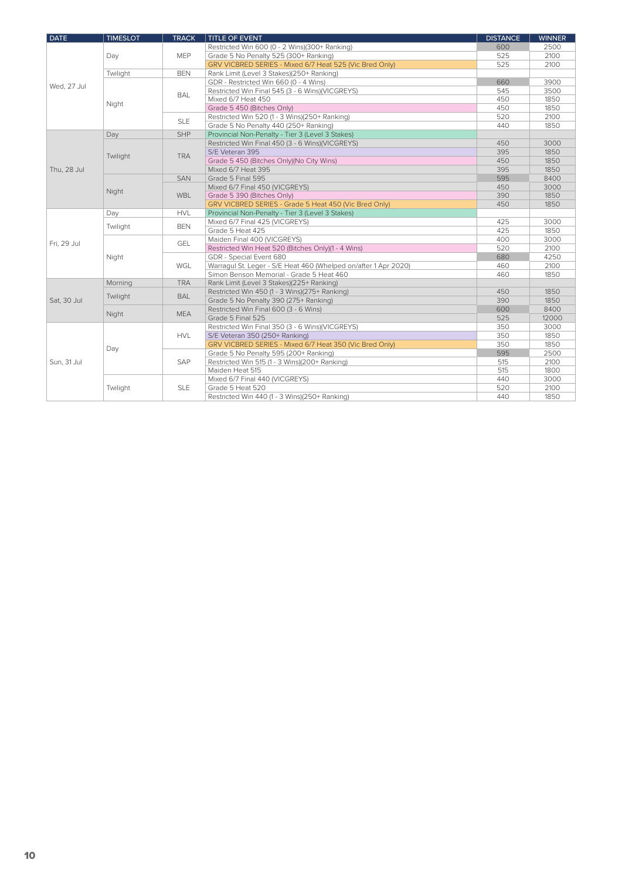| DATE | TIMESLOT | TRACK | TITLE OF EVENT | DISTANCE | WINNER |
|---|---|---|---|---|---|
| Wed, 27 Jul | Day | MEP | Restricted Win 600 (0 - 2 Wins)(300+ Ranking) | 600 | 2500 |
| | | | Grade 5 No Penalty 525 (300+ Ranking) | 525 | 2100 |
| | | | GRV VICBRED SERIES - Mixed 6/7 Heat 525 (Vic Bred Only) | 525 | 2100 |
| | Twilight | BEN | Rank Limit (Level 3 Stakes)(250+ Ranking) | | |
| | Night | BAL | GDR - Restricted Win 660 (0 - 4 Wins) | 660 | 3900 |
| | | | Restricted Win Final 545 (3 - 6 Wins)(VICGREYS) | 545 | 3500 |
| | | | Mixed 6/7 Heat 450 | 450 | 1850 |
| | | | Grade 5 450 (Bitches Only) | 450 | 1850 |
| | | SLE | Restricted Win 520 (1 - 3 Wins)(250+ Ranking) | 520 | 2100 |
| | | | Grade 5 No Penalty 440 (250+ Ranking) | 440 | 1850 |
| Thu, 28 Jul | Day | SHP | Provincial Non-Penalty - Tier 3 (Level 3 Stakes) | | |
| | Twilight | TRA | Restricted Win Final 450 (3 - 6 Wins)(VICGREYS) | 450 | 3000 |
| | | | S/E Veteran 395 | 395 | 1850 |
| | | | Grade 5 450 (Bitches Only)(No City Wins) | 450 | 1850 |
| | | | Mixed 6/7 Heat 395 | 395 | 1850 |
| | Night | SAN | Grade 5 Final 595 | 595 | 8400 |
| | | WBL | Mixed 6/7 Final 450 (VICGREYS) | 450 | 3000 |
| | | | Grade 5 390 (Bitches Only) | 390 | 1850 |
| | | | GRV VICBRED SERIES - Grade 5 Heat 450 (Vic Bred Only) | 450 | 1850 |
| Fri, 29 Jul | Day | HVL | Provincial Non-Penalty - Tier 3 (Level 3 Stakes) | | |
| | Twilight | BEN | Mixed 6/7 Final 425 (VICGREYS) | 425 | 3000 |
| | | | Grade 5 Heat 425 | 425 | 1850 |
| | Night | GEL | Maiden Final 400 (VICGREYS) | 400 | 3000 |
| | | | Restricted Win Heat 520 (Bitches Only)(1 - 4 Wins) | 520 | 2100 |
| | | WGL | GDR - Special Event 680 | 680 | 4250 |
| | | | Warragul St. Leger - S/E Heat 460 (Whelped on/after 1 Apr 2020) | 460 | 2100 |
| | | | Simon Benson Memorial - Grade 5 Heat 460 | 460 | 1850 |
| Sat, 30 Jul | Morning | TRA | Rank Limit (Level 3 Stakes)(225+ Ranking) | | |
| | Twilight | BAL | Restricted Win 450 (1 - 3 Wins)(275+ Ranking) | 450 | 1850 |
| | | | Grade 5 No Penalty 390 (275+ Ranking) | 390 | 1850 |
| | Night | MEA | Restricted Win Final 600 (3 - 6 Wins) | 600 | 8400 |
| | | | Grade 5 Final 525 | 525 | 12000 |
| Sun, 31 Jul | Day | HVL | Restricted Win Final 350 (3 - 6 Wins)(VICGREYS) | 350 | 3000 |
| | | | S/E Veteran 350 (250+ Ranking) | 350 | 1850 |
| | | | GRV VICBRED SERIES - Mixed 6/7 Heat 350 (Vic Bred Only) | 350 | 1850 |
| | | SAP | Grade 5 No Penalty 595 (200+ Ranking) | 595 | 2500 |
| | | | Restricted Win 515 (1 - 3 Wins)(200+ Ranking) | 515 | 2100 |
| | | | Maiden Heat 515 | 515 | 1800 |
| | Twilight | SLE | Mixed 6/7 Final 440 (VICGREYS) | 440 | 3000 |
| | | | Grade 5 Heat 520 | 520 | 2100 |
| | | | Restricted Win 440 (1 - 3 Wins)(250+ Ranking) | 440 | 1850 |